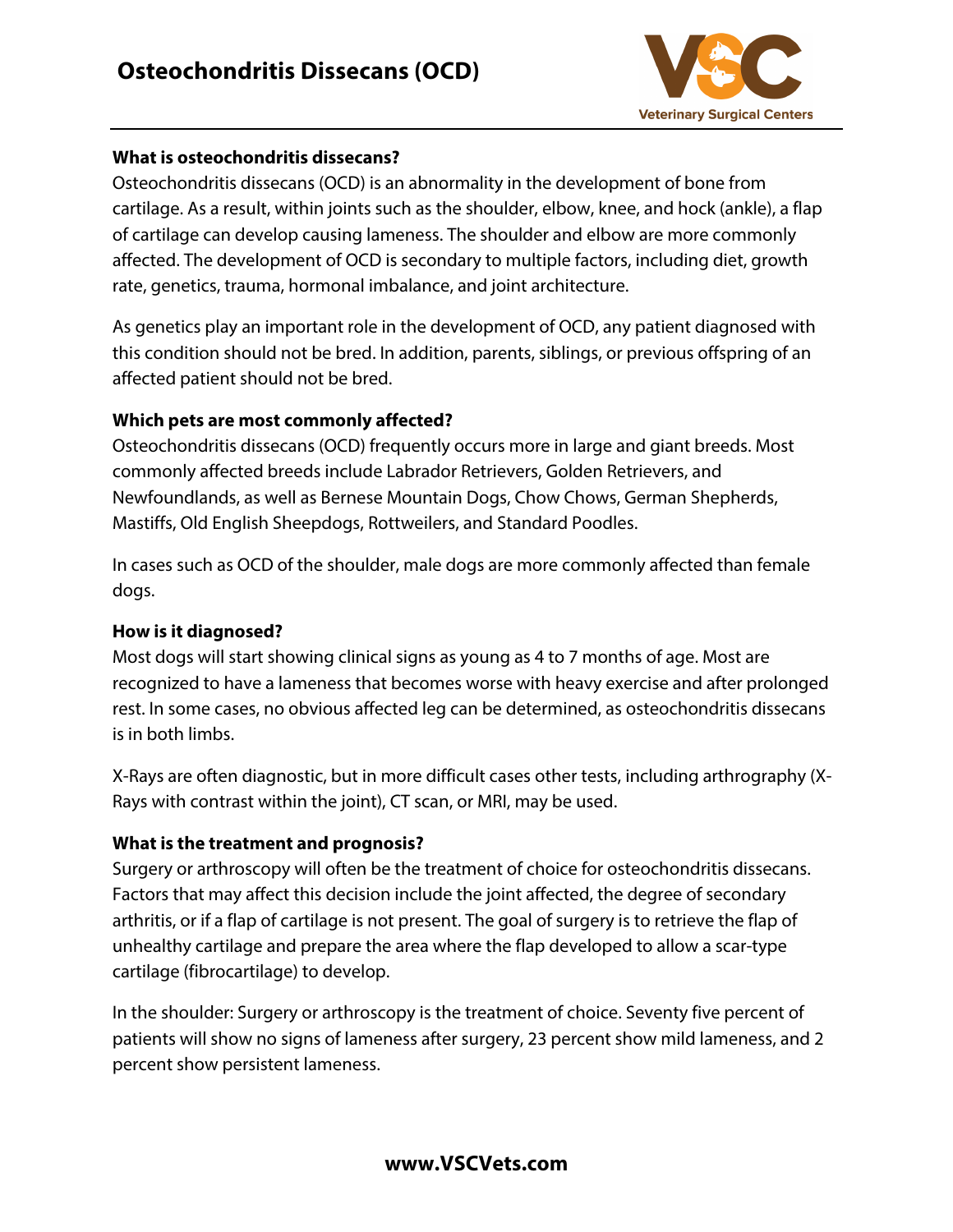# Osteochondritis Dissecans (OCD)

### What is osteochondritis dissecans?

Osteochondritis dissecans (OCD) is an abnormality in the development of bone from cartilage. As a result, within joints such as the shoulder, elbow, knee, and hock (ankle), a flap of cartilage can develop causing lameness. The shoulder and elbow are more commonly affected. The development of OCD is secondary to multiple factors, including diet, growth rate, genetics, trauma, hormonal imbalance, and joint architecture.

As genetics play an important role in the development of OCD, any patient diagnosed with this condition should not be bred. In addition, parents, siblings, or previous offspring of an affected patient should not be bred.

### Which pets are most commonly affected?

Osteochondritis dissecans (OCD) frequently occurs more in large and giant breeds. Most commonly affected breeds include Labrador Retrievers, Golden Retrievers, and Newfoundlands, as well as Bernese Mountain Dogs, Chow Chows, German Shepherds, Mastiffs, Old English Sheepdogs, Rottweilers, and Standard Poodles.

In cases such as OCD of the shoulder, male dogs are more commonly affected than female dogs.

### How is it diagnosed?

Most dogs will start showing clinical signs as young as 4 to 7 months of age. Most are recognized to have a lameness that becomes worse with heavy exercise and after prolonged rest. In some cases, no obvious affected leg can be determined, as osteochondritis dissecans is in both limbs.

X-Rays are often diagnostic, but in more difficult cases other tests, including arthrography (X-Rays with contrast within the joint), CT scan, or MRI, may be used.

### What is the treatment and prognosis?

Surgery or arthroscopy will often be the treatment of choice for osteochondritis dissecans. Factors that may affect this decision include the joint affected, the degree of secondary arthritis, or if a flap of cartilage is not present. The goal of surgery is to retrieve the flap of unhealthy cartilage and prepare the area where the flap developed to allow a scar-type cartilage (fibrocartilage) to develop.

In the shoulder: Surgery or arthroscopy is the treatment of choice. Seventy five percent of patients will show no signs of lameness after surgery, 23 percent show mild lameness, and 2 percent show persistent lameness.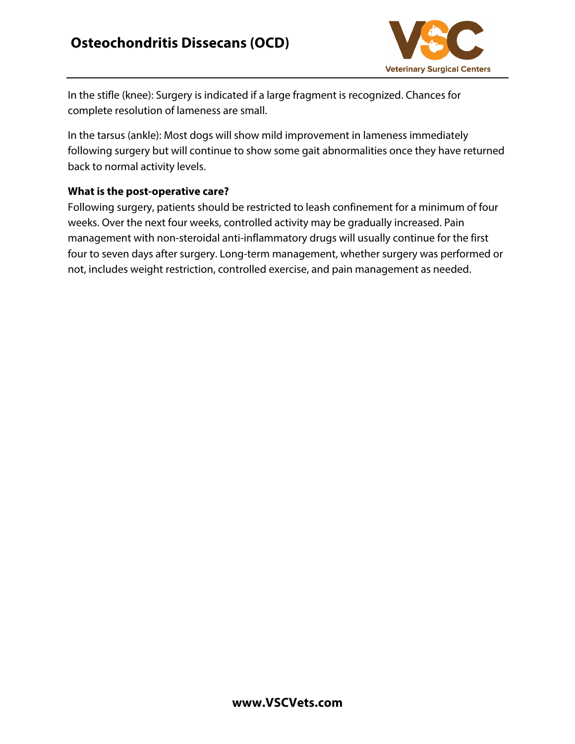In the stifle (knee): Surgery is indicated if a large fragment is recognized. Chances for complete resolution of lameness are small.

In the tarsus (ankle): Most dogs will show mild improvement in lameness immediately following surgery but will continue to show some gait abnormalities once they have returned back to normal activity levels.

**What is the post-operative care?**

Following surgery, patients should be restricted to leash confinement for a minimum of four weeks. Over the next four weeks, controlled activity may be gradually increased. Pain management with non-steroidal anti-inflammatory drugs will usually continue for the first four to seven days after surgery. Long-term management, whether surgery was performed or not, includes weight restriction, controlled exercise, and pain management as needed.